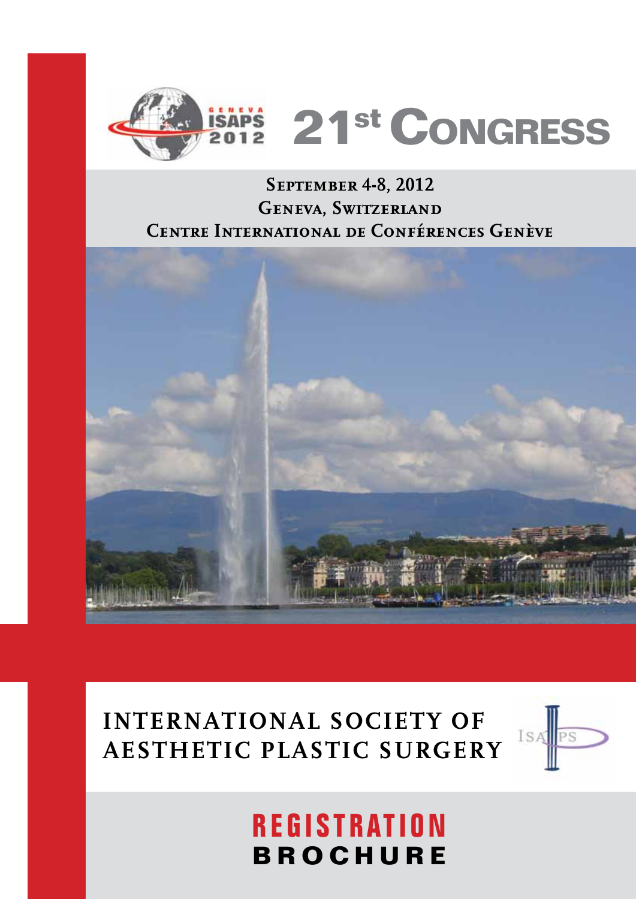# 21st Congress

**September 4-8, 2012**
**Geneva, Switzerland**
**Centre International de Conférences Genève**

## INTERNATIONAL SOCIETY OF AESTHETIC PLASTIC SURGERY

# REGISTRATION BROCHURE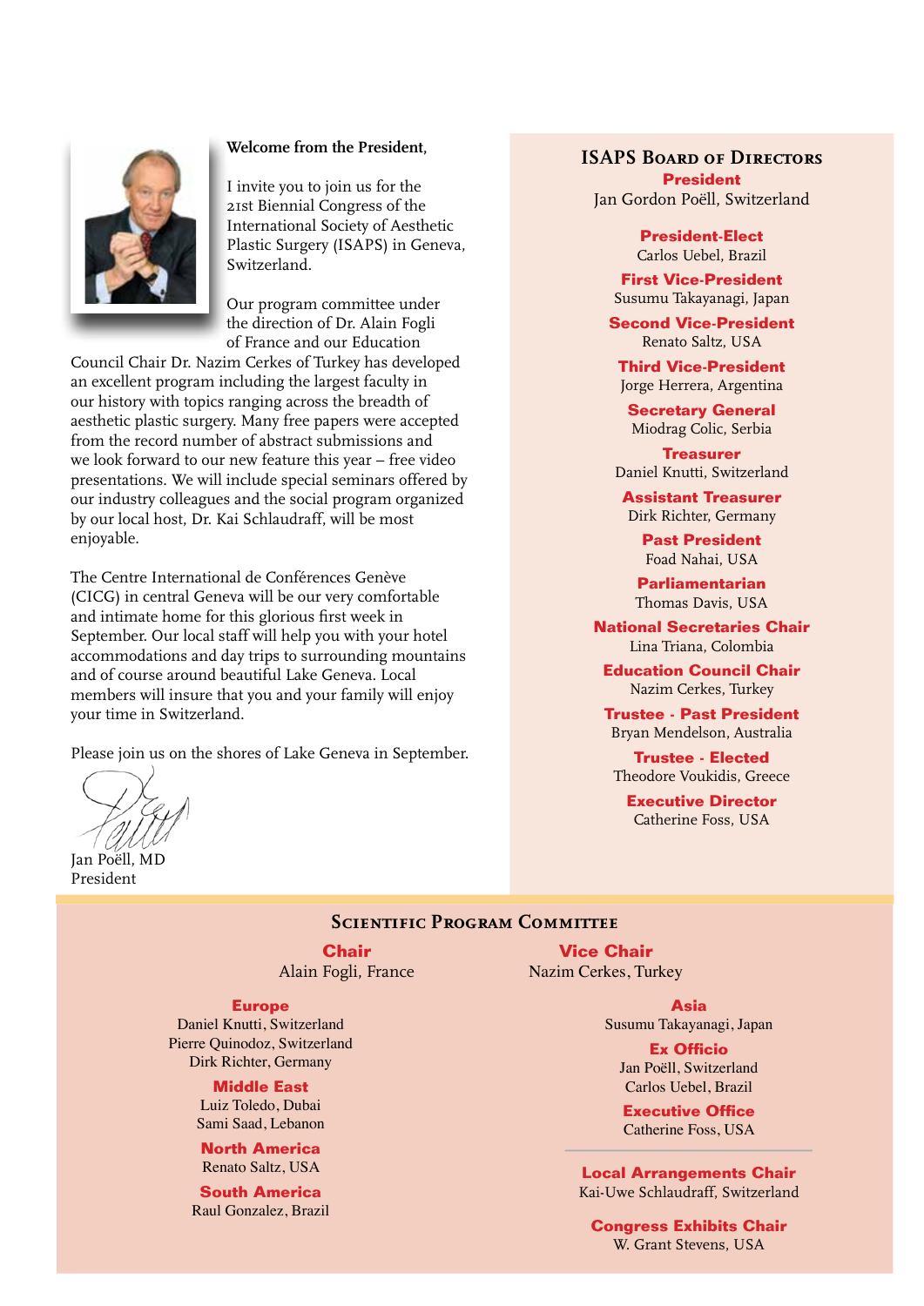**Welcome from the President,**

I invite you to join us for the 21st Biennial Congress of the International Society of Aesthetic Plastic Surgery (ISAPS) in Geneva, Switzerland.

Our program committee under the direction of Dr. Alain Fogli of France and our Education Council Chair Dr. Nazim Cerkes of Turkey has developed an excellent program including the largest faculty in our history with topics ranging across the breadth of aesthetic plastic surgery. Many free papers were accepted from the record number of abstract submissions and we look forward to our new feature this year – free video presentations. We will include special seminars offered by our industry colleagues and the social program organized by our local host, Dr. Kai Schlaudraff, will be most enjoyable.

The Centre International de Conférences Genève (CICG) in central Geneva will be our very comfortable and intimate home for this glorious first week in September. Our local staff will help you with your hotel accommodations and day trips to surrounding mountains and of course around beautiful Lake Geneva. Local members will insure that you and your family will enjoy your time in Switzerland.

Please join us on the shores of Lake Geneva in September.

Jan Poëll, MD
President

## ISAPS Board of Directors

**President**
Jan Gordon Poëll, Switzerland

**President-Elect**
Carlos Uebel, Brazil

**First Vice-President**
Susumu Takayanagi, Japan

**Second Vice-President**
Renato Saltz, USA

**Third Vice-President**
Jorge Herrera, Argentina

**Secretary General**
Miodrag Colic, Serbia

**Treasurer**
Daniel Knutti, Switzerland

**Assistant Treasurer**
Dirk Richter, Germany

**Past President**
Foad Nahai, USA

**Parliamentarian**
Thomas Davis, USA

**National Secretaries Chair**
Lina Triana, Colombia

**Education Council Chair**
Nazim Cerkes, Turkey

**Trustee - Past President**
Bryan Mendelson, Australia

**Trustee - Elected**
Theodore Voukidis, Greece

**Executive Director**
Catherine Foss, USA

## Scientific Program Committee

**Chair**
Alain Fogli, France

**Vice Chair**
Nazim Cerkes, Turkey

**Europe**
Daniel Knutti, Switzerland
Pierre Quinodoz, Switzerland
Dirk Richter, Germany

**Middle East**
Luiz Toledo, Dubai
Sami Saad, Lebanon

**North America**
Renato Saltz, USA

**South America**
Raul Gonzalez, Brazil

**Asia**
Susumu Takayanagi, Japan

**Ex Officio**
Jan Poëll, Switzerland
Carlos Uebel, Brazil

**Executive Office**
Catherine Foss, USA

**Local Arrangements Chair**
Kai-Uwe Schlaudraff, Switzerland

**Congress Exhibits Chair**
W. Grant Stevens, USA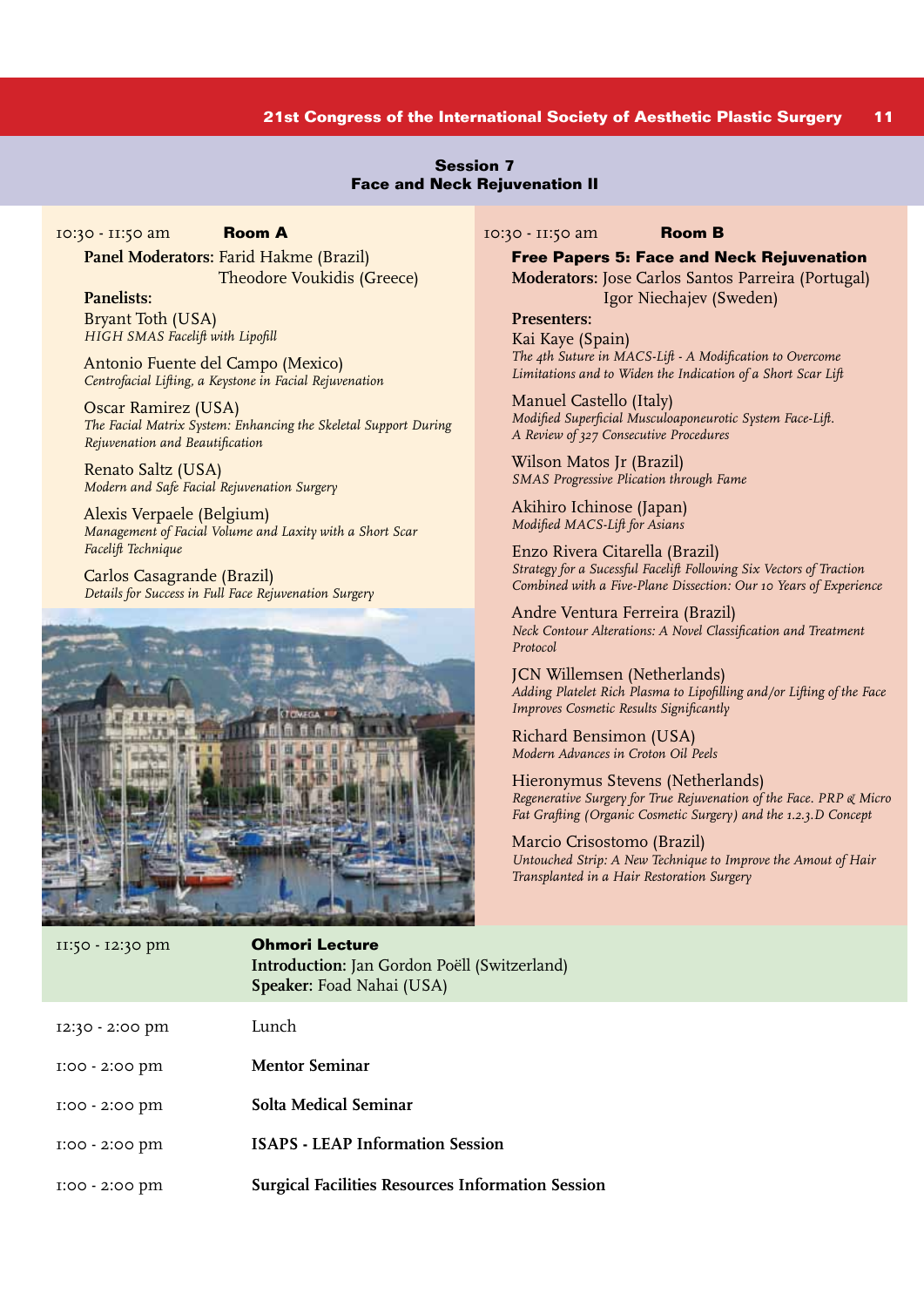## Session 7
## Face and Neck Rejuvenation II

10:30 - 11:50 am **Room A**

**Panel Moderators:** Farid Hakme (Brazil)
Theodore Voukidis (Greece)

**Panelists:**

Bryant Toth (USA)
*HIGH SMAS Facelift with Lipofill*

Antonio Fuente del Campo (Mexico)
*Centrofacial Lifting, a Keystone in Facial Rejuvenation*

Oscar Ramirez (USA)
*The Facial Matrix System: Enhancing the Skeletal Support During Rejuvenation and Beautification*

Renato Saltz (USA)
*Modern and Safe Facial Rejuvenation Surgery*

Alexis Verpaele (Belgium)
*Management of Facial Volume and Laxity with a Short Scar Facelift Technique*

Carlos Casagrande (Brazil)
*Details for Success in Full Face Rejuvenation Surgery*

10:30 - 11:50 am **Room B**

**Free Papers 5: Face and Neck Rejuvenation**

**Moderators:** Jose Carlos Santos Parreira (Portugal)
Igor Niechajev (Sweden)

**Presenters:**

Kai Kaye (Spain)
*The 4th Suture in MACS-Lift - A Modification to Overcome Limitations and to Widen the Indication of a Short Scar Lift*

Manuel Castello (Italy)
*Modified Superficial Musculoaponeurotic System Face-Lift. A Review of 327 Consecutive Procedures*

Wilson Matos Jr (Brazil)
*SMAS Progressive Plication through Fame*

Akihiro Ichinose (Japan)
*Modified MACS-Lift for Asians*

Enzo Rivera Citarella (Brazil)
*Strategy for a Sucessful Facelift Following Six Vectors of Traction Combined with a Five-Plane Dissection: Our 10 Years of Experience*

Andre Ventura Ferreira (Brazil)
*Neck Contour Alterations: A Novel Classification and Treatment Protocol*

JCN Willemsen (Netherlands)
*Adding Platelet Rich Plasma to Lipofilling and/or Lifting of the Face Improves Cosmetic Results Significantly*

Richard Bensimon (USA)
*Modern Advances in Croton Oil Peels*

Hieronymus Stevens (Netherlands)
*Regenerative Surgery for True Rejuvenation of the Face. PRP & Micro Fat Grafting (Organic Cosmetic Surgery) and the 1.2.3.D Concept*

Marcio Crisostomo (Brazil)
*Untouched Strip: A New Technique to Improve the Amout of Hair Transplanted in a Hair Restoration Surgery*

11:50 - 12:30 pm **Ohmori Lecture**
**Introduction:** Jan Gordon Poëll (Switzerland)
**Speaker:** Foad Nahai (USA)

12:30 - 2:00 pm Lunch

1:00 - 2:00 pm **Mentor Seminar**

1:00 - 2:00 pm **Solta Medical Seminar**

1:00 - 2:00 pm **ISAPS - LEAP Information Session**

1:00 - 2:00 pm **Surgical Facilities Resources Information Session**